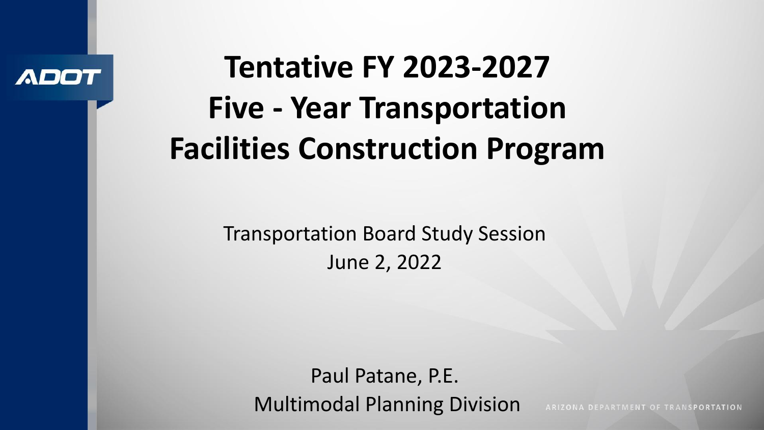# Tentative FY 2023-2027 Five - Year Transportation Facilities Construction Program

Transportation Board Study Session
June 2, 2022

Paul Patane, P.E.
Multimodal Planning Division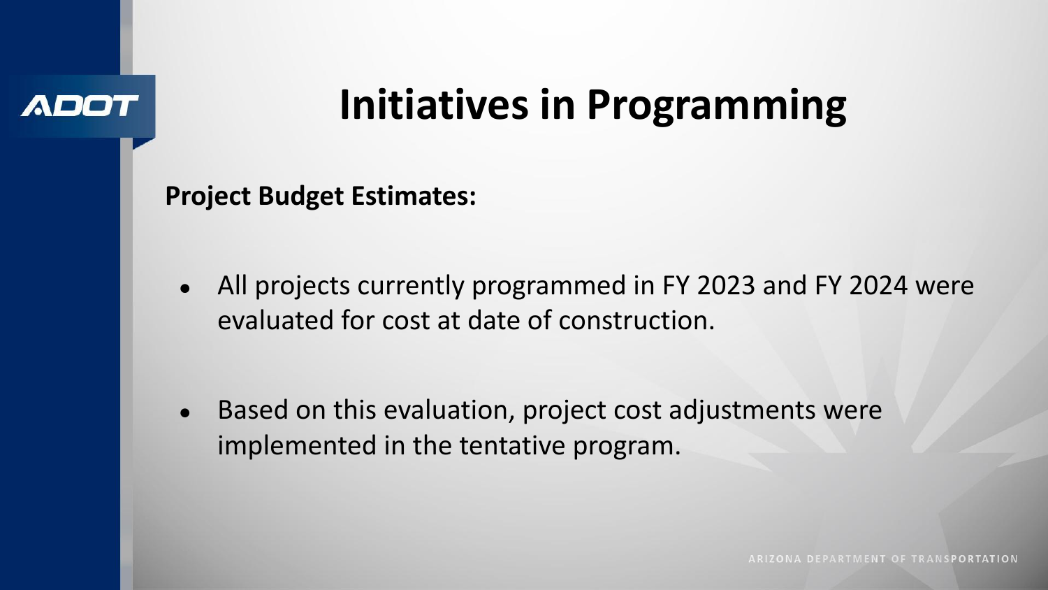# Initiatives in Programming

**Project Budget Estimates:**

- All projects currently programmed in FY 2023 and FY 2024 were evaluated for cost at date of construction.
- Based on this evaluation, project cost adjustments were implemented in the tentative program.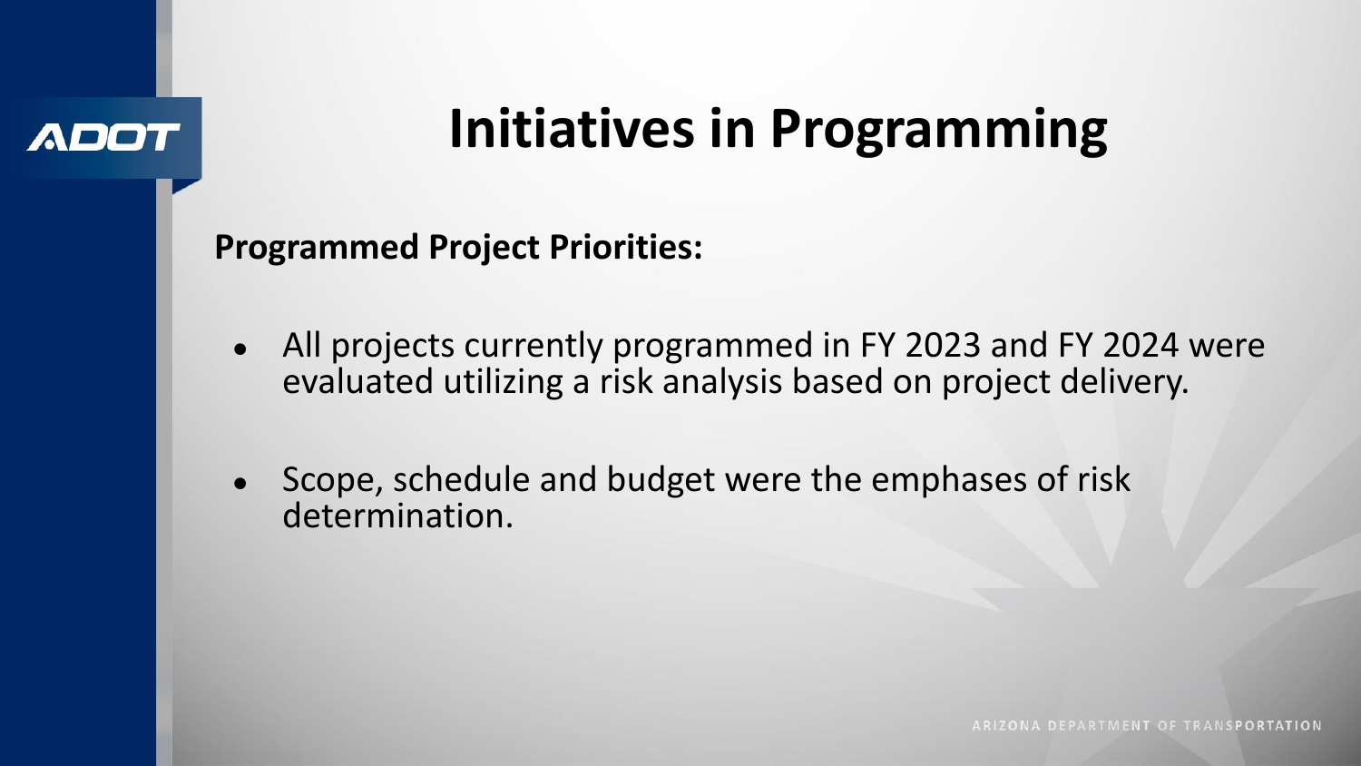# Initiatives in Programming

**Programmed Project Priorities:**

- All projects currently programmed in FY 2023 and FY 2024 were evaluated utilizing a risk analysis based on project delivery.
- Scope, schedule and budget were the emphases of risk determination.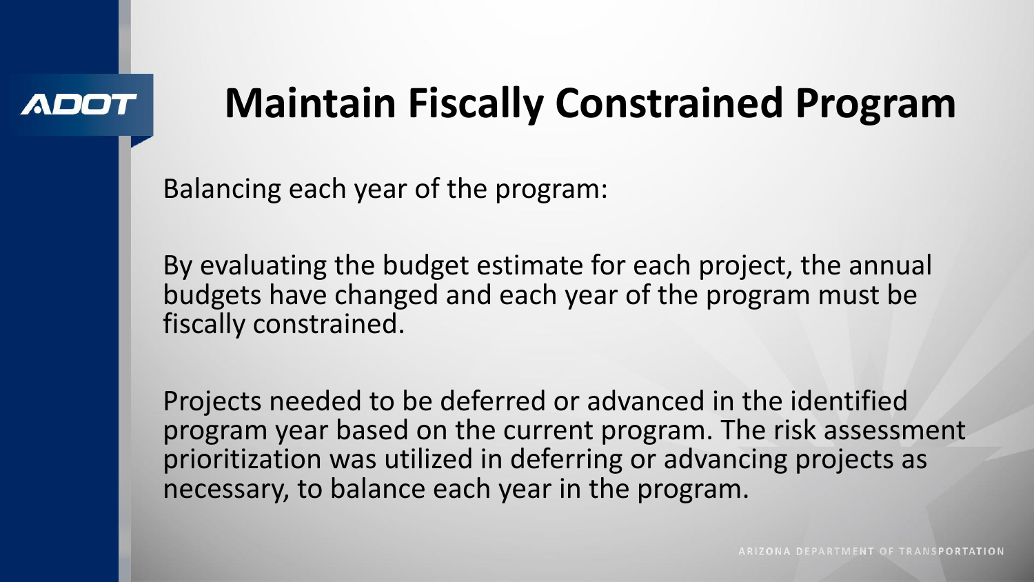# Maintain Fiscally Constrained Program

Balancing each year of the program:

By evaluating the budget estimate for each project, the annual budgets have changed and each year of the program must be fiscally constrained.

Projects needed to be deferred or advanced in the identified program year based on the current program. The risk assessment prioritization was utilized in deferring or advancing projects as necessary, to balance each year in the program.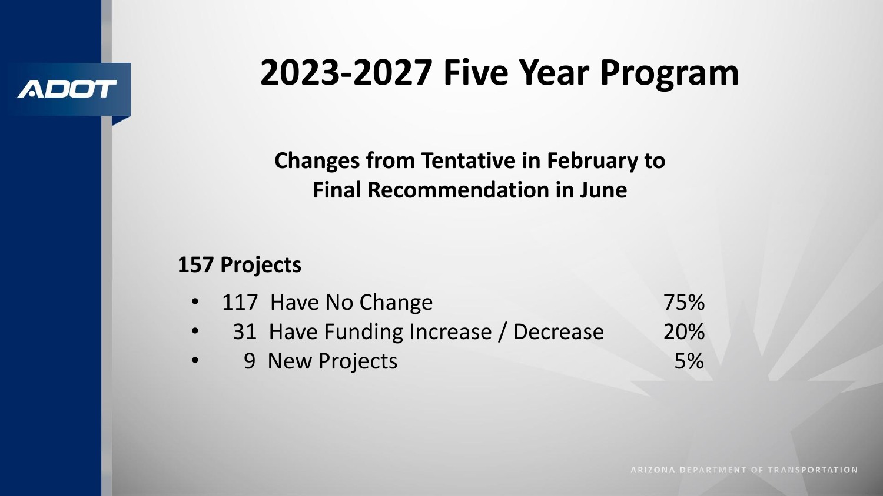# 2023-2027 Five Year Program

## Changes from Tentative in February to Final Recommendation in June

**157 Projects**

| | | |
|---|---|---|
| 117 | Have No Change | 75% |
| 31 | Have Funding Increase / Decrease | 20% |
| 9 | New Projects | 5% |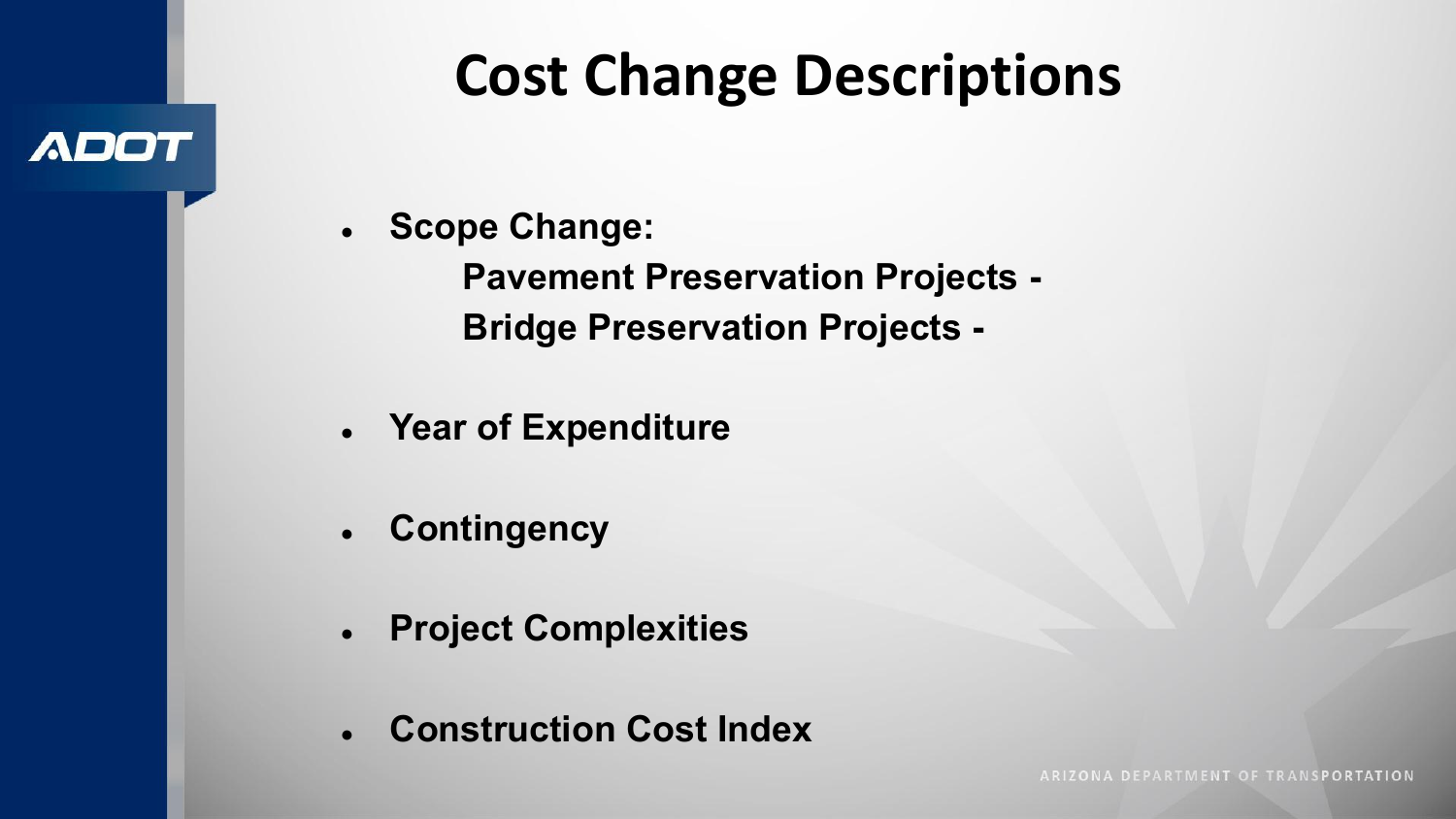# Cost Change Descriptions

- **Scope Change:**
  - **Pavement Preservation Projects -**
  - **Bridge Preservation Projects -**
- **Year of Expenditure**
- **Contingency**
- **Project Complexities**
- **Construction Cost Index**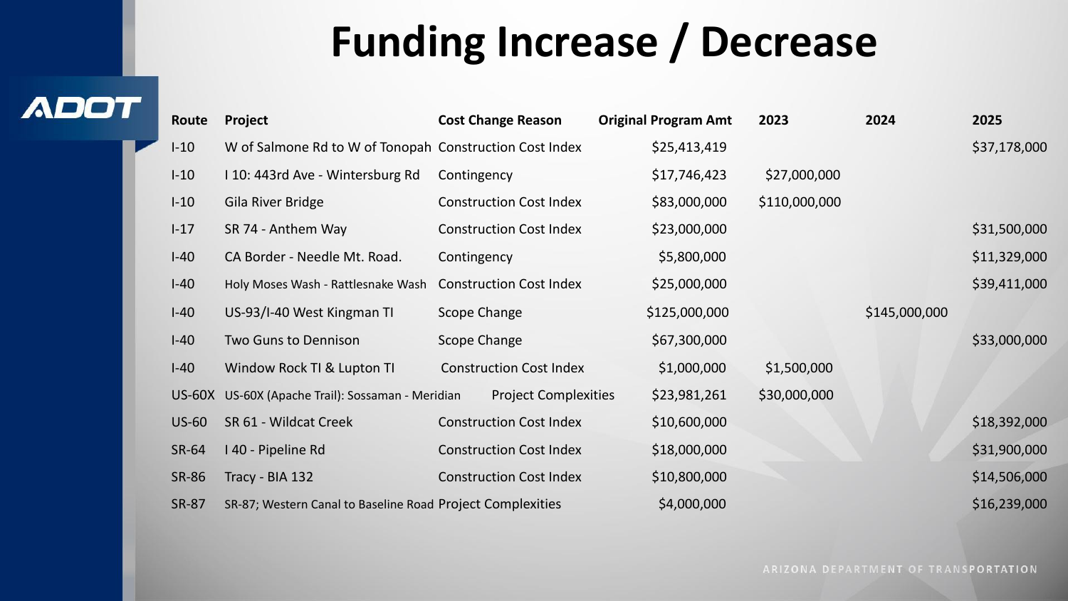# Funding Increase / Decrease

| Route | Project | Cost Change Reason | Original Program Amt | 2023 | 2024 | 2025 |
|---|---|---|---|---|---|---|
| I-10 | W of Salmone Rd to W of Tonopah | Construction Cost Index | $25,413,419 | | | $37,178,000 |
| I-10 | I 10: 443rd Ave - Wintersburg Rd | Contingency | $17,746,423 | $27,000,000 | | |
| I-10 | Gila River Bridge | Construction Cost Index | $83,000,000 | $110,000,000 | | |
| I-17 | SR 74 - Anthem Way | Construction Cost Index | $23,000,000 | | | $31,500,000 |
| I-40 | CA Border - Needle Mt. Road. | Contingency | $5,800,000 | | | $11,329,000 |
| I-40 | Holy Moses Wash - Rattlesnake Wash | Construction Cost Index | $25,000,000 | | | $39,411,000 |
| I-40 | US-93/I-40 West Kingman TI | Scope Change | $125,000,000 | | $145,000,000 | |
| I-40 | Two Guns to Dennison | Scope Change | $67,300,000 | | | $33,000,000 |
| I-40 | Window Rock TI & Lupton TI | Construction Cost Index | $1,000,000 | $1,500,000 | | |
| US-60X | US-60X (Apache Trail): Sossaman - Meridian | Project Complexities | $23,981,261 | $30,000,000 | | |
| US-60 | SR 61 - Wildcat Creek | Construction Cost Index | $10,600,000 | | | $18,392,000 |
| SR-64 | I 40 - Pipeline Rd | Construction Cost Index | $18,000,000 | | | $31,900,000 |
| SR-86 | Tracy - BIA 132 | Construction Cost Index | $10,800,000 | | | $14,506,000 |
| SR-87 | SR-87; Western Canal to Baseline Road | Project Complexities | $4,000,000 | | | $16,239,000 |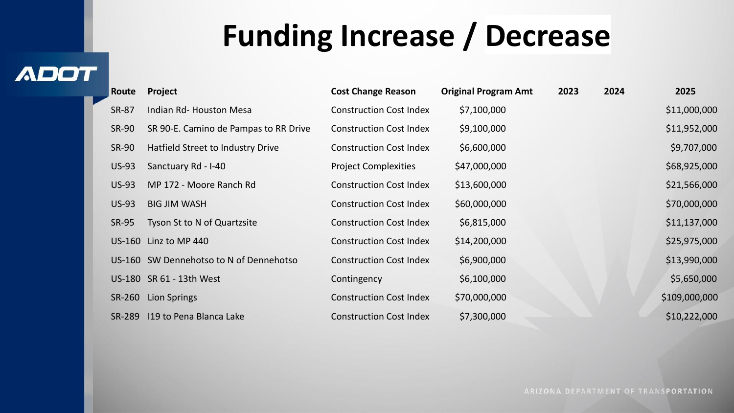# Funding Increase / Decrease

| Route | Project | Cost Change Reason | Original Program Amt | 2023 | 2024 | 2025 |
|---|---|---|---|---|---|---|
| SR-87 | Indian Rd- Houston Mesa | Construction Cost Index | $7,100,000 | | | $11,000,000 |
| SR-90 | SR 90-E. Camino de Pampas to RR Drive | Construction Cost Index | $9,100,000 | | | $11,952,000 |
| SR-90 | Hatfield Street to Industry Drive | Construction Cost Index | $6,600,000 | | | $9,707,000 |
| US-93 | Sanctuary Rd - I-40 | Project Complexities | $47,000,000 | | | $68,925,000 |
| US-93 | MP 172 - Moore Ranch Rd | Construction Cost Index | $13,600,000 | | | $21,566,000 |
| US-93 | BIG JIM WASH | Construction Cost Index | $60,000,000 | | | $70,000,000 |
| SR-95 | Tyson St to N of Quartzsite | Construction Cost Index | $6,815,000 | | | $11,137,000 |
| US-160 | Linz to MP 440 | Construction Cost Index | $14,200,000 | | | $25,975,000 |
| US-160 | SW Dennehotso to N of Dennehotso | Construction Cost Index | $6,900,000 | | | $13,990,000 |
| US-180 | SR 61 - 13th West | Contingency | $6,100,000 | | | $5,650,000 |
| SR-260 | Lion Springs | Construction Cost Index | $70,000,000 | | | $109,000,000 |
| SR-289 | I19 to Pena Blanca Lake | Construction Cost Index | $7,300,000 | | | $10,222,000 |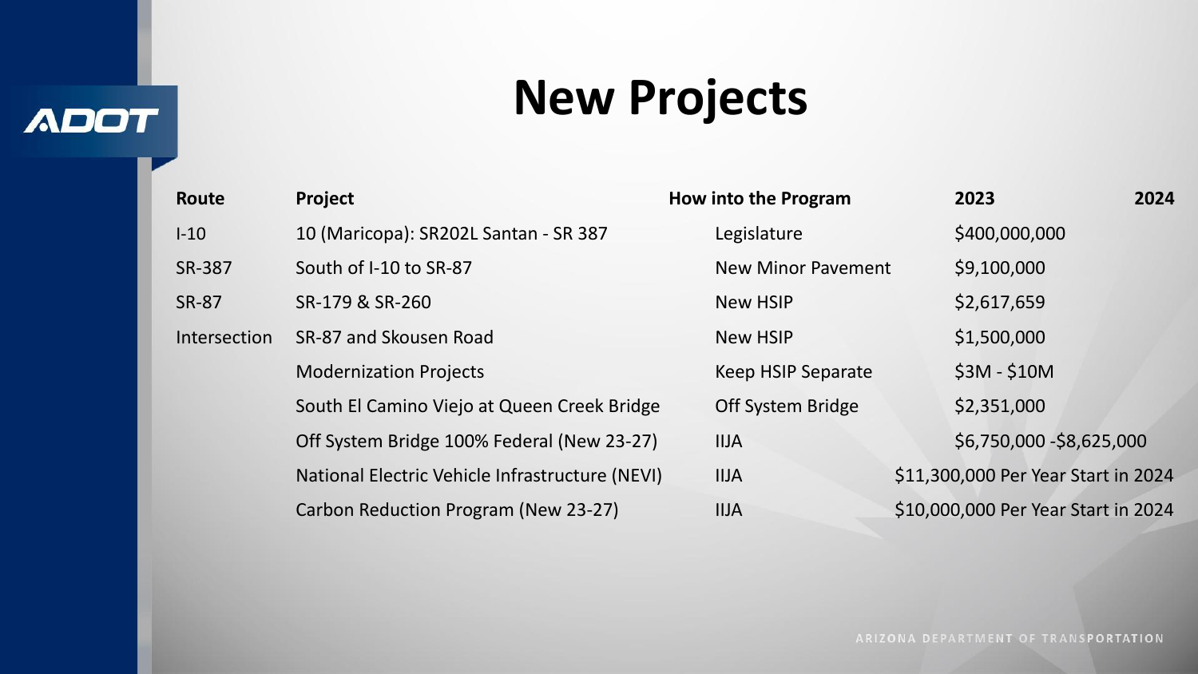# New Projects

| Route | Project | How into the Program | 2023 | 2024 |
|---|---|---|---|---|
| I-10 | 10 (Maricopa): SR202L Santan - SR 387 | Legislature | $400,000,000 | |
| SR-387 | South of I-10 to SR-87 | New Minor Pavement | $9,100,000 | |
| SR-87 | SR-179 & SR-260 | New HSIP | $2,617,659 | |
| Intersection | SR-87 and Skousen Road | New HSIP | $1,500,000 | |
| | Modernization Projects | Keep HSIP Separate | $3M - $10M | |
| | South El Camino Viejo at Queen Creek Bridge | Off System Bridge | $2,351,000 | |
| | Off System Bridge 100% Federal (New 23-27) | IIJA | $6,750,000 -$8,625,000 | |
| | National Electric Vehicle Infrastructure (NEVI) | IIJA | $11,300,000 Per Year Start in 2024 | |
| | Carbon Reduction Program (New 23-27) | IIJA | $10,000,000 Per Year Start in 2024 | |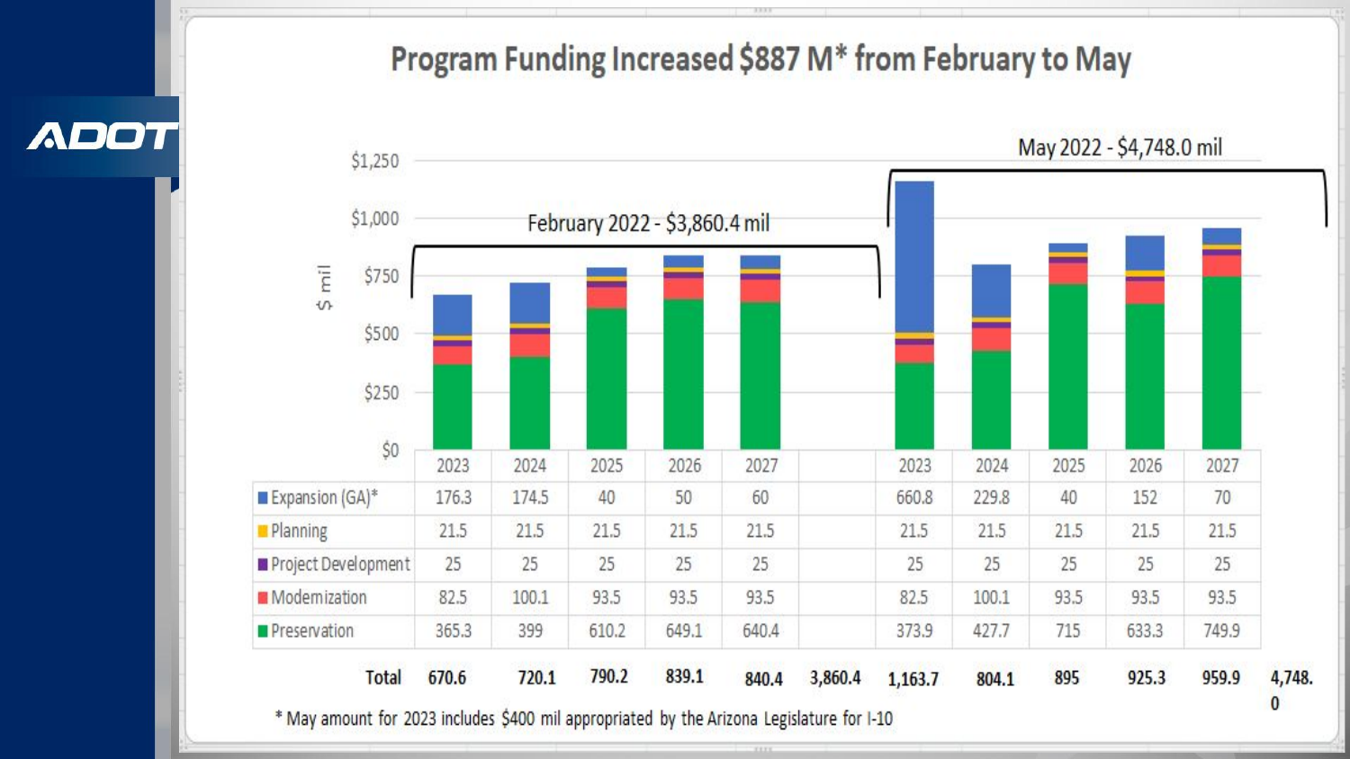# Program Funding Increased $887 M* from February to May

| | February 2022 - $3,860.4 mil | | | | | | May 2022 - $4,748.0 mil | | | | | |
|---|---|---|---|---|---|---|---|---|---|---|---|---|
| | 2023 | 2024 | 2025 | 2026 | 2027 | | 2023 | 2024 | 2025 | 2026 | 2027 | |
| Expansion (GA)* | 176.3 | 174.5 | 40 | 50 | 60 | | 660.8 | 229.8 | 40 | 152 | 70 | |
| Planning | 21.5 | 21.5 | 21.5 | 21.5 | 21.5 | | 21.5 | 21.5 | 21.5 | 21.5 | 21.5 | |
| Project Development | 25 | 25 | 25 | 25 | 25 | | 25 | 25 | 25 | 25 | 25 | |
| Modernization | 82.5 | 100.1 | 93.5 | 93.5 | 93.5 | | 82.5 | 100.1 | 93.5 | 93.5 | 93.5 | |
| Preservation | 365.3 | 399 | 610.2 | 649.1 | 640.4 | | 373.9 | 427.7 | 715 | 633.3 | 749.9 | |
| **Total** | **670.6** | **720.1** | **790.2** | **839.1** | **840.4** | **3,860.4** | **1,163.7** | **804.1** | **895** | **925.3** | **959.9** | **4,748.0** |

\* May amount for 2023 includes $400 mil appropriated by the Arizona Legislature for I-10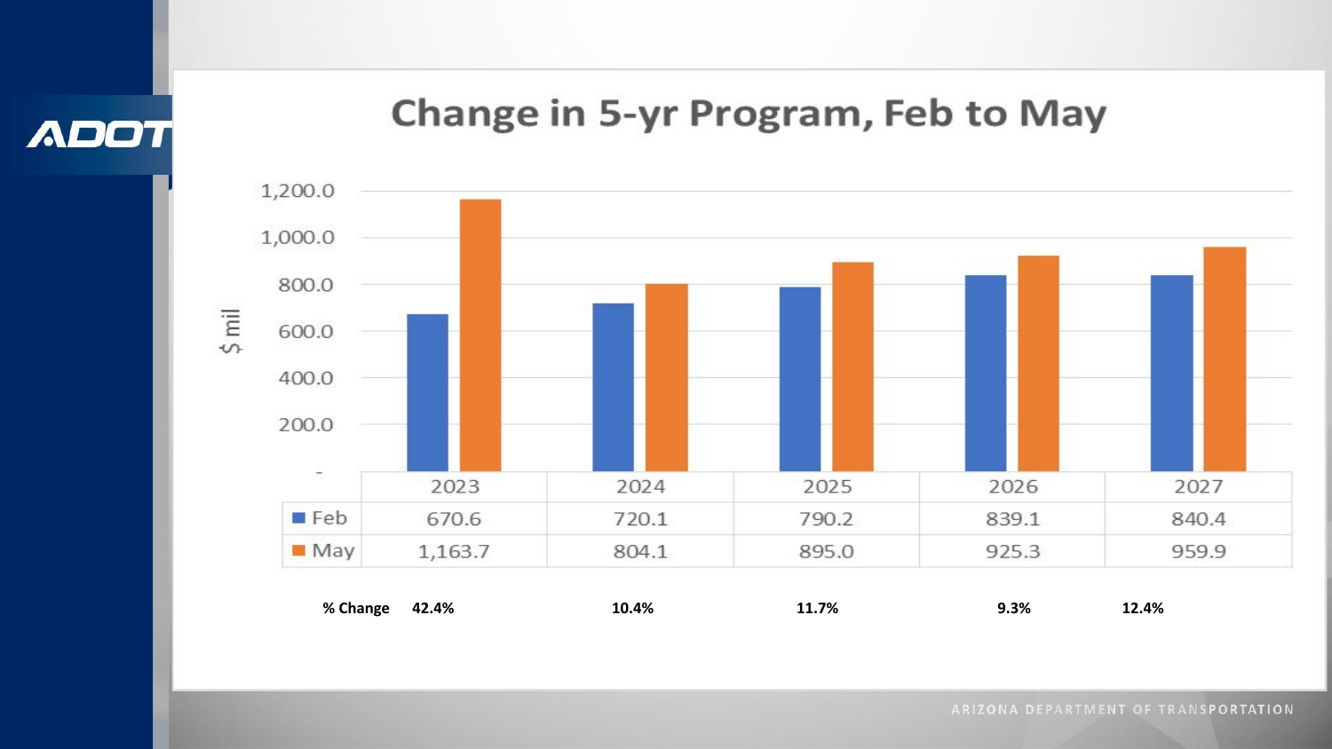# Change in 5-yr Program, Feb to May

$ mil

|  | 2023 | 2024 | 2025 | 2026 | 2027 |
|---|---|---|---|---|---|
| Feb | 670.6 | 720.1 | 790.2 | 839.1 | 840.4 |
| May | 1,163.7 | 804.1 | 895.0 | 925.3 | 959.9 |
| **% Change** | **42.4%** | **10.4%** | **11.7%** | **9.3%** | **12.4%** |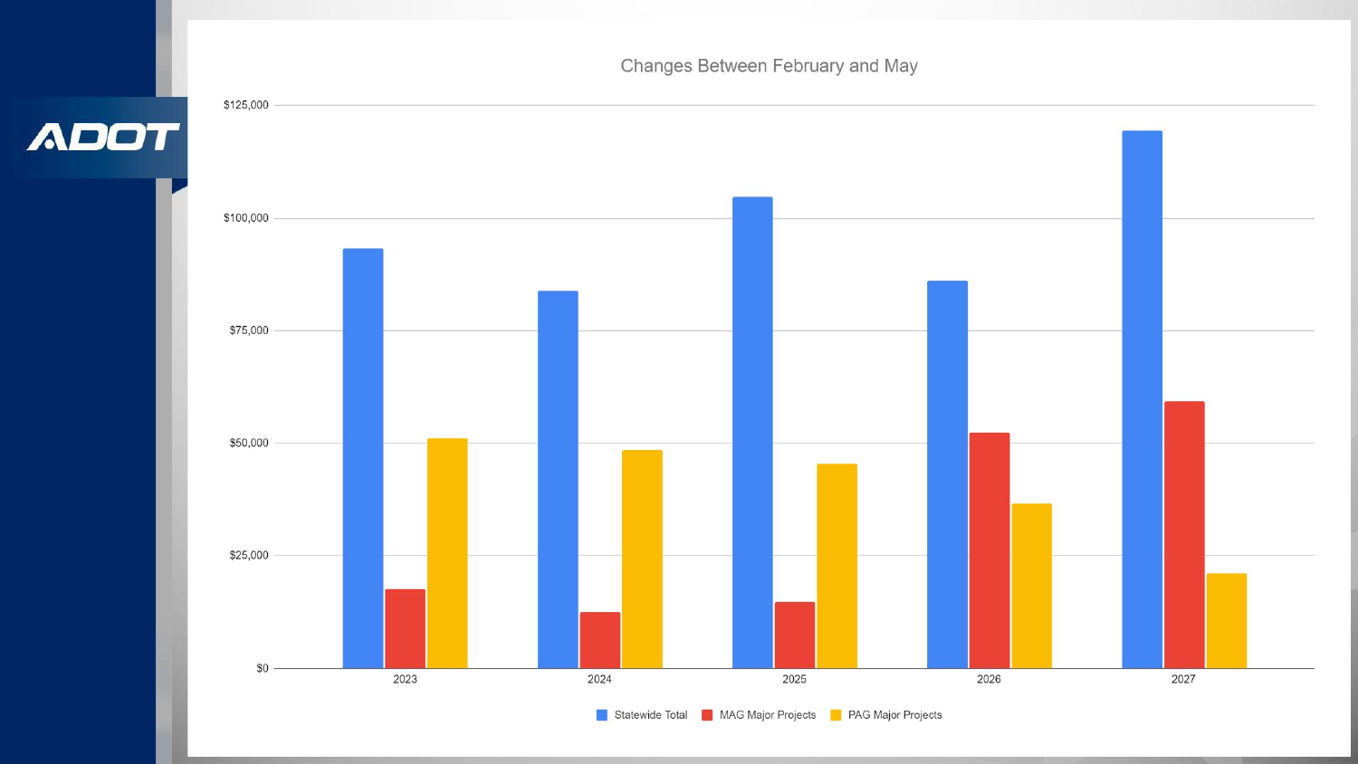## Changes Between February and May

| Year | Statewide Total | MAG Major Projects | PAG Major Projects |
|---|---|---|---|
| 2023 | ~$93,000 | ~$17,500 | ~$51,000 |
| 2024 | ~$84,000 | ~$12,500 | ~$48,500 |
| 2025 | ~$105,000 | ~$14,500 | ~$45,500 |
| 2026 | ~$86,000 | ~$52,500 | ~$36,500 |
| 2027 | ~$119,500 | ~$59,500 | ~$21,000 |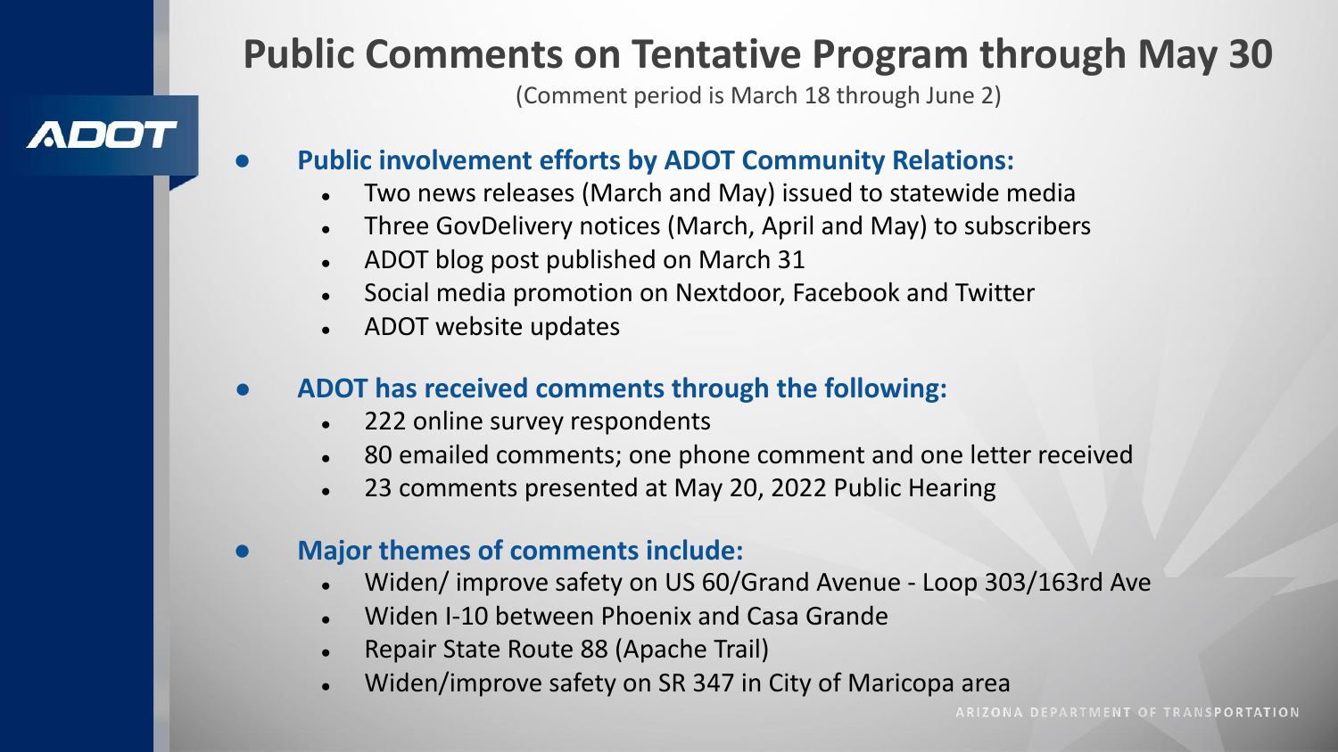# Public Comments on Tentative Program through May 30

(Comment period is March 18 through June 2)

- **Public involvement efforts by ADOT Community Relations:**
  - Two news releases (March and May) issued to statewide media
  - Three GovDelivery notices (March, April and May) to subscribers
  - ADOT blog post published on March 31
  - Social media promotion on Nextdoor, Facebook and Twitter
  - ADOT website updates

- **ADOT has received comments through the following:**
  - 222 online survey respondents
  - 80 emailed comments; one phone comment and one letter received
  - 23 comments presented at May 20, 2022 Public Hearing

- **Major themes of comments include:**
  - Widen/ improve safety on US 60/Grand Avenue - Loop 303/163rd Ave
  - Widen I-10 between Phoenix and Casa Grande
  - Repair State Route 88 (Apache Trail)
  - Widen/improve safety on SR 347 in City of Maricopa area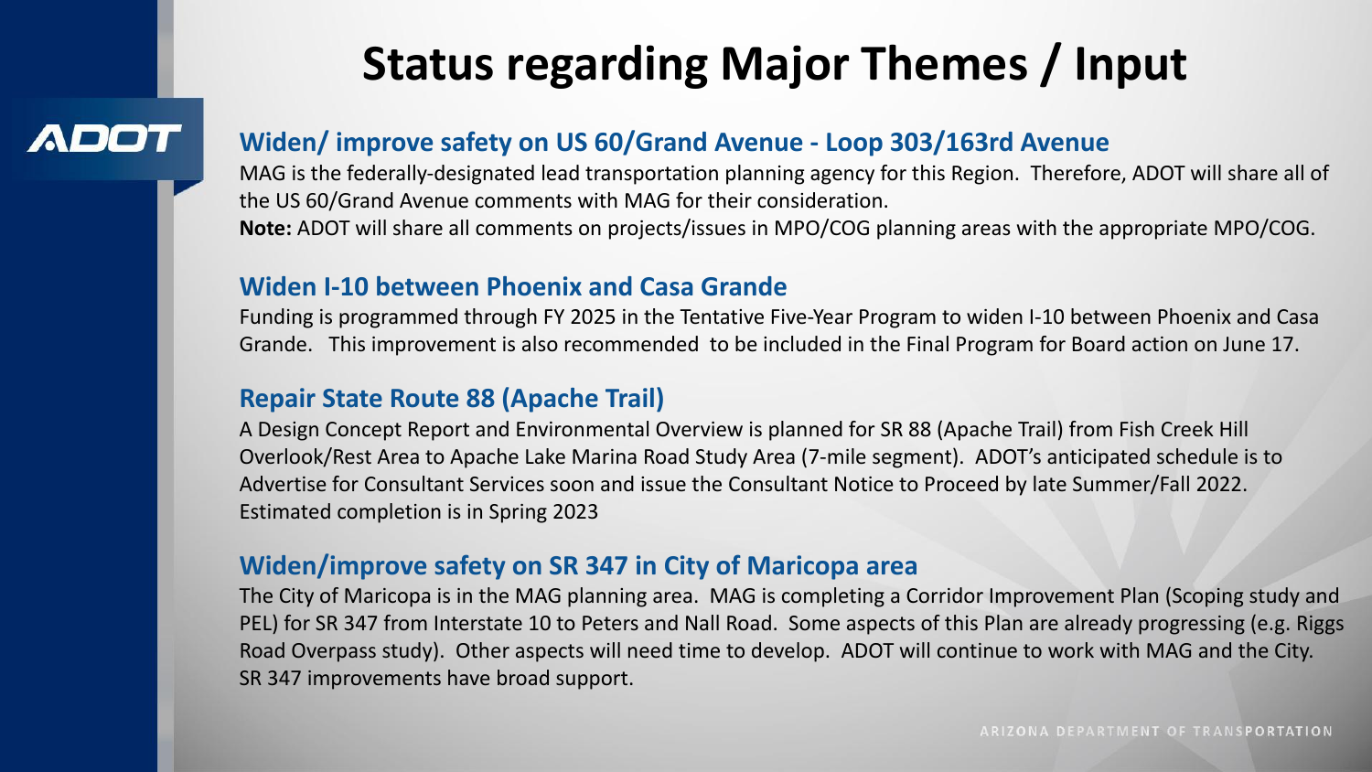# Status regarding Major Themes / Input

## Widen/ improve safety on US 60/Grand Avenue - Loop 303/163rd Avenue

MAG is the federally-designated lead transportation planning agency for this Region. Therefore, ADOT will share all of the US 60/Grand Avenue comments with MAG for their consideration.

**Note:** ADOT will share all comments on projects/issues in MPO/COG planning areas with the appropriate MPO/COG.

## Widen I-10 between Phoenix and Casa Grande

Funding is programmed through FY 2025 in the Tentative Five-Year Program to widen I-10 between Phoenix and Casa Grande. This improvement is also recommended to be included in the Final Program for Board action on June 17.

## Repair State Route 88 (Apache Trail)

A Design Concept Report and Environmental Overview is planned for SR 88 (Apache Trail) from Fish Creek Hill Overlook/Rest Area to Apache Lake Marina Road Study Area (7-mile segment). ADOT's anticipated schedule is to Advertise for Consultant Services soon and issue the Consultant Notice to Proceed by late Summer/Fall 2022. Estimated completion is in Spring 2023

## Widen/improve safety on SR 347 in City of Maricopa area

The City of Maricopa is in the MAG planning area. MAG is completing a Corridor Improvement Plan (Scoping study and PEL) for SR 347 from Interstate 10 to Peters and Nall Road. Some aspects of this Plan are already progressing (e.g. Riggs Road Overpass study). Other aspects will need time to develop. ADOT will continue to work with MAG and the City. SR 347 improvements have broad support.